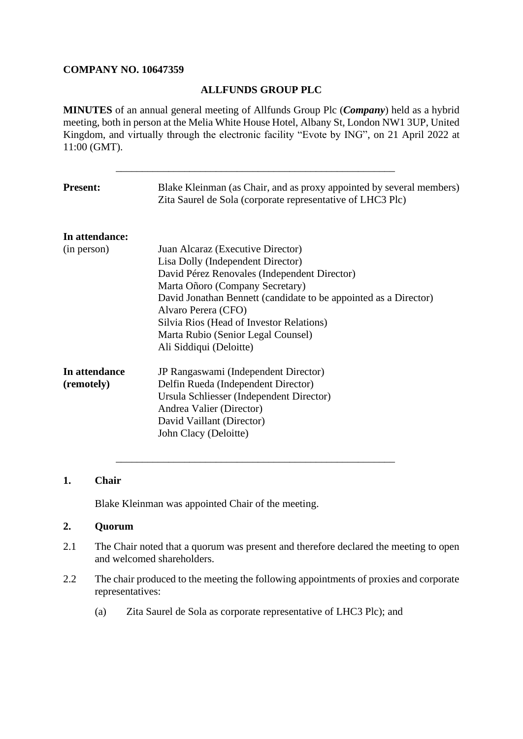**COMPANY NO. 10647359**

**ALLFUNDS GROUP PLC**

**MINUTES** of an annual general meeting of Allfunds Group Plc (***Company***) held as a hybrid meeting, both in person at the Melia White House Hotel, Albany St, London NW1 3UP, United Kingdom, and virtually through the electronic facility "Evote by ING", on 21 April 2022 at 11:00 (GMT).

---

| | |
|---|---|
| **Present:** | Blake Kleinman (as Chair, and as proxy appointed by several members)<br>Zita Saurel de Sola (corporate representative of LHC3 Plc) |
| **In attendance:**<br>(in person) | Juan Alcaraz (Executive Director)<br>Lisa Dolly (Independent Director)<br>David Pérez Renovales (Independent Director)<br>Marta Oñoro (Company Secretary)<br>David Jonathan Bennett (candidate to be appointed as a Director)<br>Alvaro Perera (CFO)<br>Silvia Rios (Head of Investor Relations)<br>Marta Rubio (Senior Legal Counsel)<br>Ali Siddiqui (Deloitte) |
| **In attendance (remotely)** | JP Rangaswami (Independent Director)<br>Delfin Rueda (Independent Director)<br>Ursula Schliesser (Independent Director)<br>Andrea Valier (Director)<br>David Vaillant (Director)<br>John Clacy (Deloitte) |

---

## 1. Chair

Blake Kleinman was appointed Chair of the meeting.

## 2. Quorum

2.1 The Chair noted that a quorum was present and therefore declared the meeting to open and welcomed shareholders.

2.2 The chair produced to the meeting the following appointments of proxies and corporate representatives:

(a) Zita Saurel de Sola as corporate representative of LHC3 Plc); and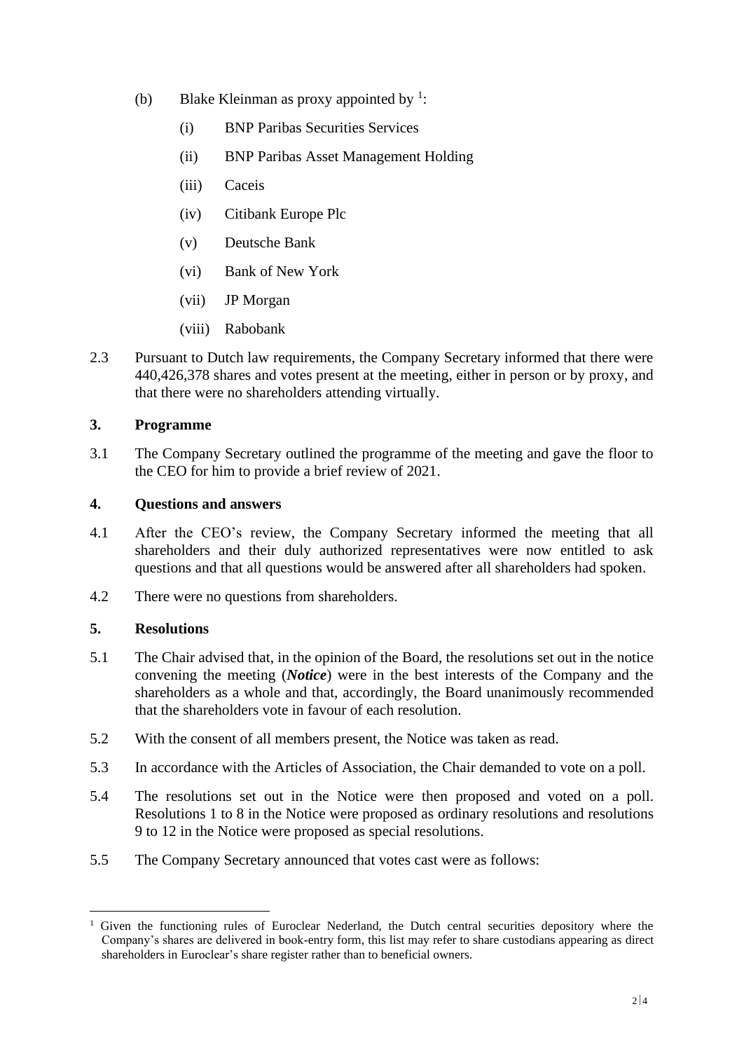(b) Blake Kleinman as proxy appointed by [1]:

(i) BNP Paribas Securities Services

(ii) BNP Paribas Asset Management Holding

(iii) Caceis

(iv) Citibank Europe Plc

(v) Deutsche Bank

(vi) Bank of New York

(vii) JP Morgan

(viii) Rabobank

2.3 Pursuant to Dutch law requirements, the Company Secretary informed that there were 440,426,378 shares and votes present at the meeting, either in person or by proxy, and that there were no shareholders attending virtually.

## 3. Programme

3.1 The Company Secretary outlined the programme of the meeting and gave the floor to the CEO for him to provide a brief review of 2021.

## 4. Questions and answers

4.1 After the CEO's review, the Company Secretary informed the meeting that all shareholders and their duly authorized representatives were now entitled to ask questions and that all questions would be answered after all shareholders had spoken.

4.2 There were no questions from shareholders.

## 5. Resolutions

5.1 The Chair advised that, in the opinion of the Board, the resolutions set out in the notice convening the meeting (***Notice***) were in the best interests of the Company and the shareholders as a whole and that, accordingly, the Board unanimously recommended that the shareholders vote in favour of each resolution.

5.2 With the consent of all members present, the Notice was taken as read.

5.3 In accordance with the Articles of Association, the Chair demanded to vote on a poll.

5.4 The resolutions set out in the Notice were then proposed and voted on a poll. Resolutions 1 to 8 in the Notice were proposed as ordinary resolutions and resolutions 9 to 12 in the Notice were proposed as special resolutions.

5.5 The Company Secretary announced that votes cast were as follows:

[1] Given the functioning rules of Euroclear Nederland, the Dutch central securities depository where the Company's shares are delivered in book-entry form, this list may refer to share custodians appearing as direct shareholders in Euroclear's share register rather than to beneficial owners.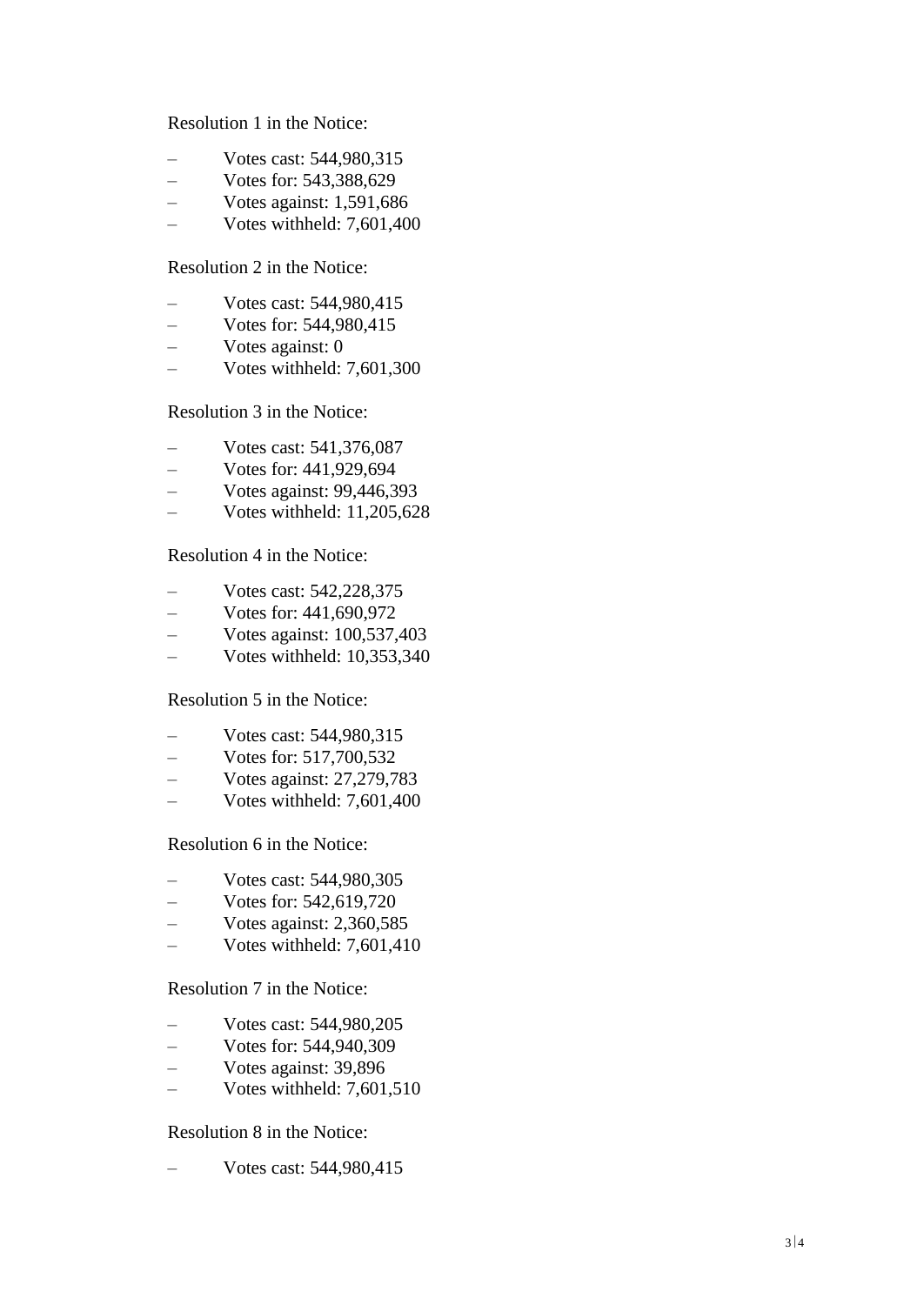Resolution 1 in the Notice:

- Votes cast: 544,980,315
- Votes for: 543,388,629
- Votes against: 1,591,686
- Votes withheld: 7,601,400

Resolution 2 in the Notice:

- Votes cast: 544,980,415
- Votes for: 544,980,415
- Votes against: 0
- Votes withheld: 7,601,300

Resolution 3 in the Notice:

- Votes cast: 541,376,087
- Votes for: 441,929,694
- Votes against: 99,446,393
- Votes withheld: 11,205,628

Resolution 4 in the Notice:

- Votes cast: 542,228,375
- Votes for: 441,690,972
- Votes against: 100,537,403
- Votes withheld: 10,353,340

Resolution 5 in the Notice:

- Votes cast: 544,980,315
- Votes for: 517,700,532
- Votes against: 27,279,783
- Votes withheld: 7,601,400

Resolution 6 in the Notice:

- Votes cast: 544,980,305
- Votes for: 542,619,720
- Votes against: 2,360,585
- Votes withheld: 7,601,410

Resolution 7 in the Notice:

- Votes cast: 544,980,205
- Votes for: 544,940,309
- Votes against: 39,896
- Votes withheld: 7,601,510

Resolution 8 in the Notice:

- Votes cast: 544,980,415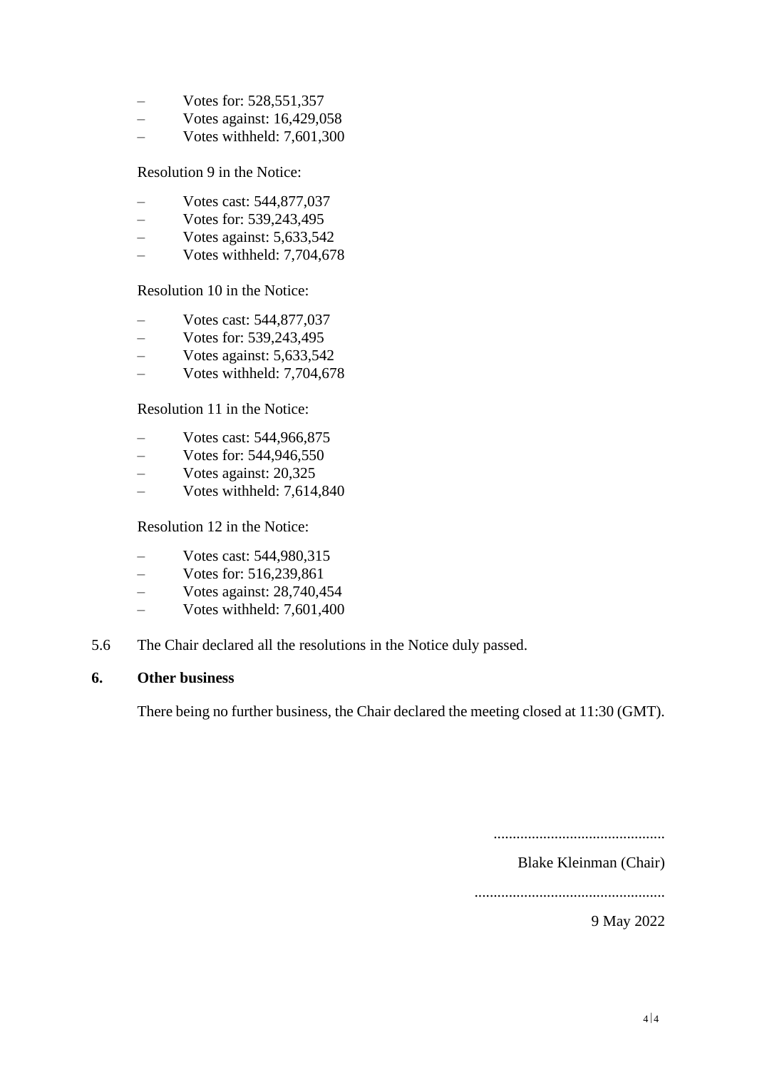- Votes for: 528,551,357
- Votes against: 16,429,058
- Votes withheld: 7,601,300

Resolution 9 in the Notice:

- Votes cast: 544,877,037
- Votes for: 539,243,495
- Votes against: 5,633,542
- Votes withheld: 7,704,678

Resolution 10 in the Notice:

- Votes cast: 544,877,037
- Votes for: 539,243,495
- Votes against: 5,633,542
- Votes withheld: 7,704,678

Resolution 11 in the Notice:

- Votes cast: 544,966,875
- Votes for: 544,946,550
- Votes against: 20,325
- Votes withheld: 7,614,840

Resolution 12 in the Notice:

- Votes cast: 544,980,315
- Votes for: 516,239,861
- Votes against: 28,740,454
- Votes withheld: 7,601,400

5.6 The Chair declared all the resolutions in the Notice duly passed.

**6. Other business**

There being no further business, the Chair declared the meeting closed at 11:30 (GMT).

.............................................

Blake Kleinman (Chair)

..................................................

9 May 2022